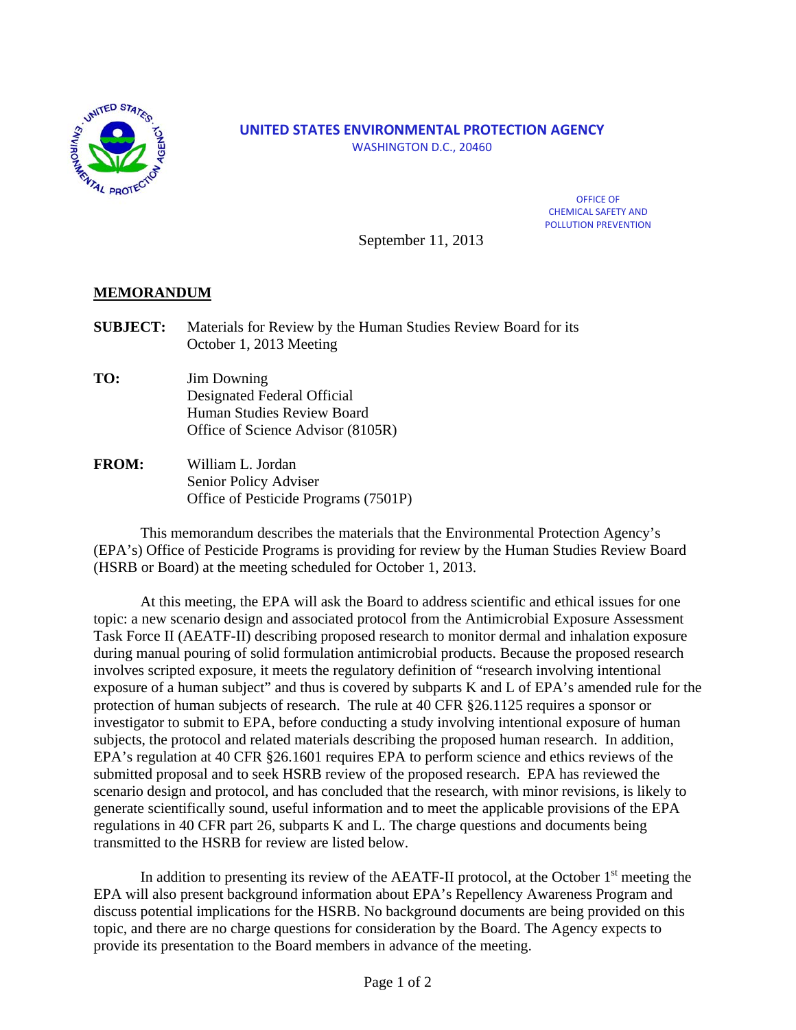**UNITED STATES ENVIRONMENTAL PROTECTION AGENCY**
WASHINGTON D.C., 20460

OFFICE OF
CHEMICAL SAFETY AND
POLLUTION PREVENTION

September 11, 2013

**MEMORANDUM**

**SUBJECT:** Materials for Review by the Human Studies Review Board for its October 1, 2013 Meeting

**TO:** Jim Downing
Designated Federal Official
Human Studies Review Board
Office of Science Advisor (8105R)

**FROM:** William L. Jordan
Senior Policy Adviser
Office of Pesticide Programs (7501P)

This memorandum describes the materials that the Environmental Protection Agency's (EPA's) Office of Pesticide Programs is providing for review by the Human Studies Review Board (HSRB or Board) at the meeting scheduled for October 1, 2013.

At this meeting, the EPA will ask the Board to address scientific and ethical issues for one topic: a new scenario design and associated protocol from the Antimicrobial Exposure Assessment Task Force II (AEATF-II) describing proposed research to monitor dermal and inhalation exposure during manual pouring of solid formulation antimicrobial products. Because the proposed research involves scripted exposure, it meets the regulatory definition of "research involving intentional exposure of a human subject" and thus is covered by subparts K and L of EPA's amended rule for the protection of human subjects of research. The rule at 40 CFR §26.1125 requires a sponsor or investigator to submit to EPA, before conducting a study involving intentional exposure of human subjects, the protocol and related materials describing the proposed human research. In addition, EPA's regulation at 40 CFR §26.1601 requires EPA to perform science and ethics reviews of the submitted proposal and to seek HSRB review of the proposed research. EPA has reviewed the scenario design and protocol, and has concluded that the research, with minor revisions, is likely to generate scientifically sound, useful information and to meet the applicable provisions of the EPA regulations in 40 CFR part 26, subparts K and L. The charge questions and documents being transmitted to the HSRB for review are listed below.

In addition to presenting its review of the AEATF-II protocol, at the October 1st meeting the EPA will also present background information about EPA's Repellency Awareness Program and discuss potential implications for the HSRB. No background documents are being provided on this topic, and there are no charge questions for consideration by the Board. The Agency expects to provide its presentation to the Board members in advance of the meeting.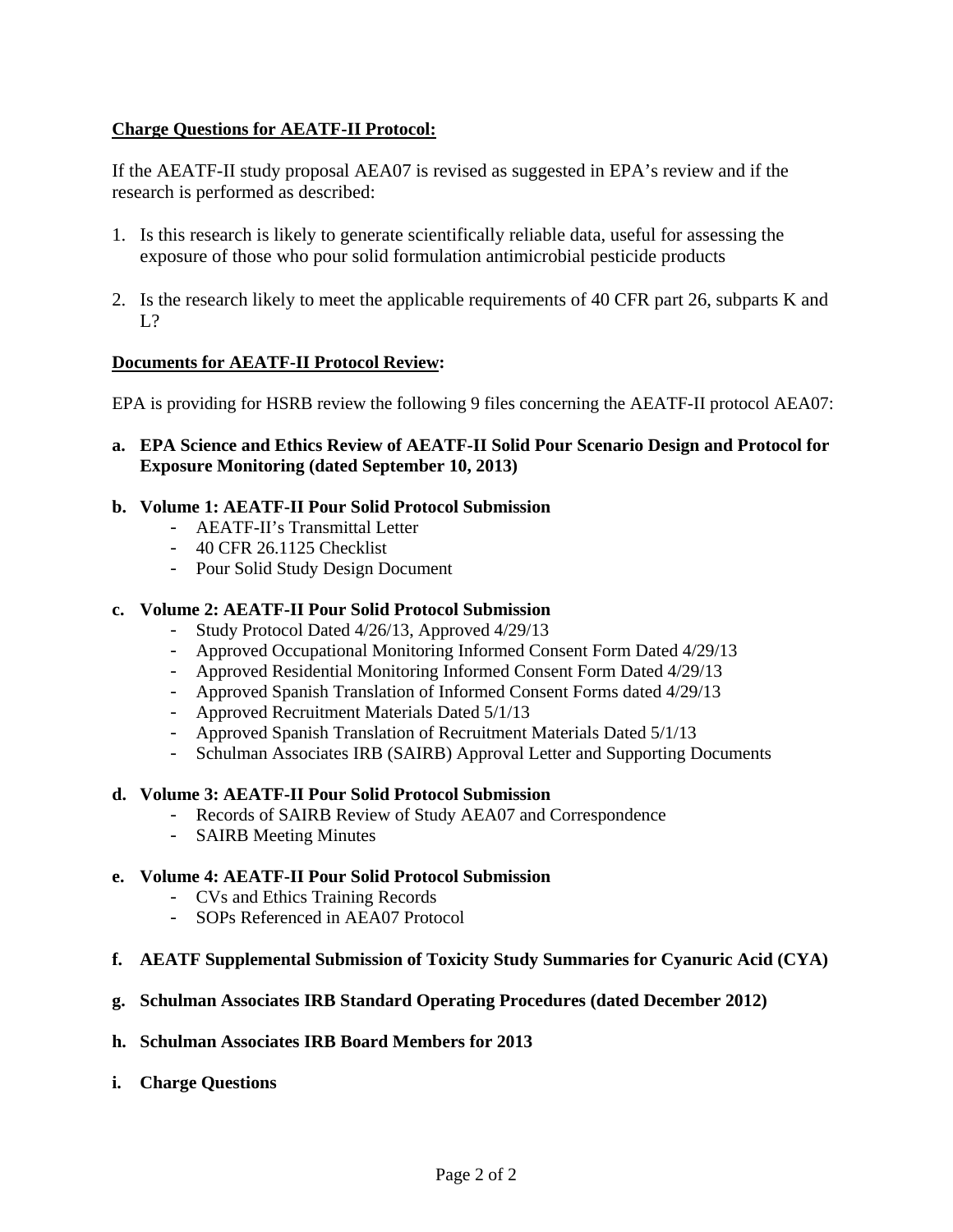**Charge Questions for AEATF-II Protocol:**

If the AEATF-II study proposal AEA07 is revised as suggested in EPA's review and if the research is performed as described:

1. Is this research is likely to generate scientifically reliable data, useful for assessing the exposure of those who pour solid formulation antimicrobial pesticide products
2. Is the research likely to meet the applicable requirements of 40 CFR part 26, subparts K and L?

**Documents for AEATF-II Protocol Review:**

EPA is providing for HSRB review the following 9 files concerning the AEATF-II protocol AEA07:

a. **EPA Science and Ethics Review of AEATF-II Solid Pour Scenario Design and Protocol for Exposure Monitoring (dated September 10, 2013)**

b. **Volume 1: AEATF-II Pour Solid Protocol Submission**
   - AEATF-II's Transmittal Letter
   - 40 CFR 26.1125 Checklist
   - Pour Solid Study Design Document

c. **Volume 2: AEATF-II Pour Solid Protocol Submission**
   - Study Protocol Dated 4/26/13, Approved 4/29/13
   - Approved Occupational Monitoring Informed Consent Form Dated 4/29/13
   - Approved Residential Monitoring Informed Consent Form Dated 4/29/13
   - Approved Spanish Translation of Informed Consent Forms dated 4/29/13
   - Approved Recruitment Materials Dated 5/1/13
   - Approved Spanish Translation of Recruitment Materials Dated 5/1/13
   - Schulman Associates IRB (SAIRB) Approval Letter and Supporting Documents

d. **Volume 3: AEATF-II Pour Solid Protocol Submission**
   - Records of SAIRB Review of Study AEA07 and Correspondence
   - SAIRB Meeting Minutes

e. **Volume 4: AEATF-II Pour Solid Protocol Submission**
   - CVs and Ethics Training Records
   - SOPs Referenced in AEA07 Protocol

f. **AEATF Supplemental Submission of Toxicity Study Summaries for Cyanuric Acid (CYA)**

g. **Schulman Associates IRB Standard Operating Procedures (dated December 2012)**

h. **Schulman Associates IRB Board Members for 2013**

i. **Charge Questions**